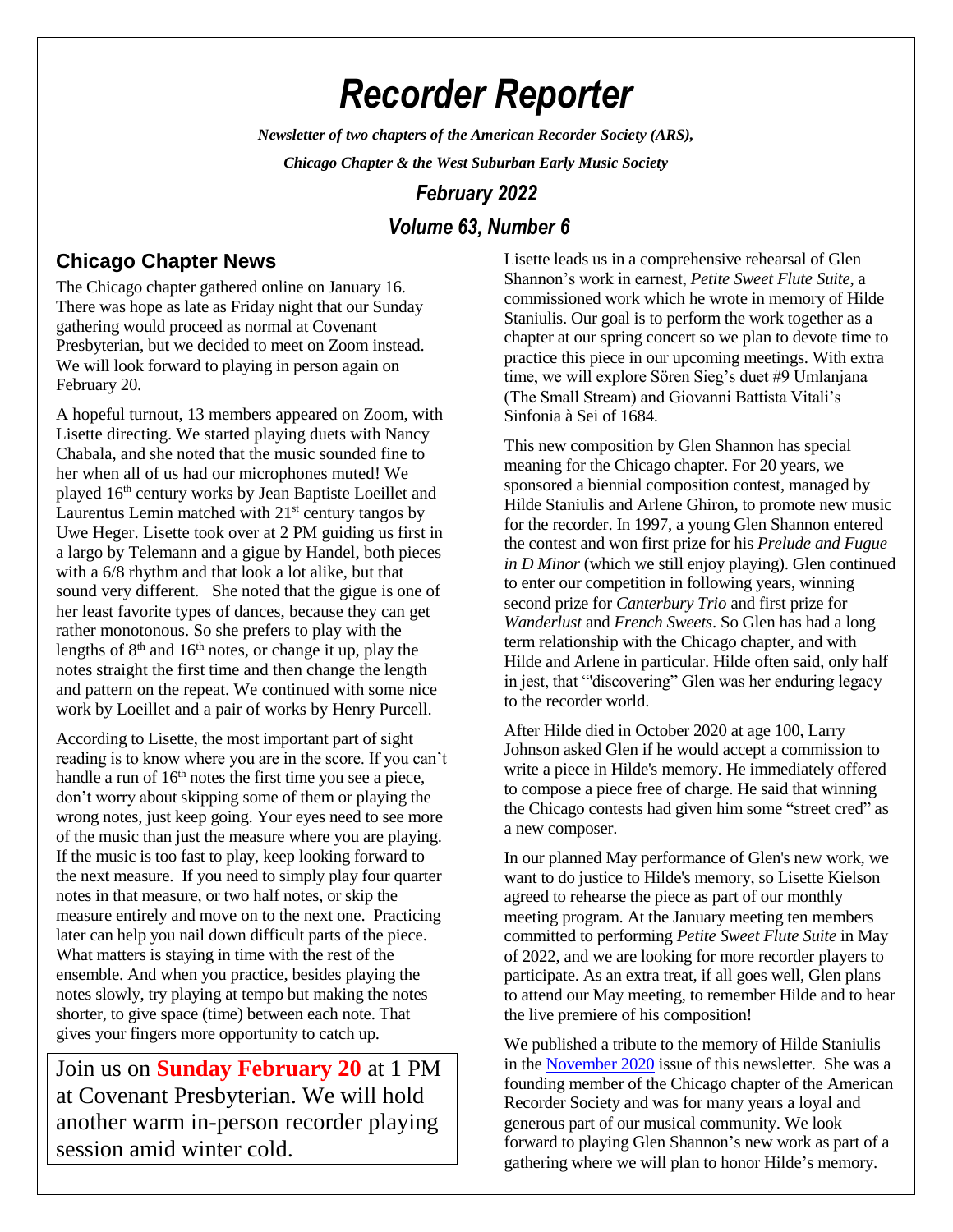# *Recorder Reporter*

***Newsletter of two chapters of the American Recorder Society (ARS),***

***Chicago Chapter & the West Suburban Early Music Society***

***February 2022***

***Volume 63, Number 6***

## Chicago Chapter News

The Chicago chapter gathered online on January 16. There was hope as late as Friday night that our Sunday gathering would proceed as normal at Covenant Presbyterian, but we decided to meet on Zoom instead. We will look forward to playing in person again on February 20.

A hopeful turnout, 13 members appeared on Zoom, with Lisette directing. We started playing duets with Nancy Chabala, and she noted that the music sounded fine to her when all of us had our microphones muted! We played 16th century works by Jean Baptiste Loeillet and Laurentus Lemin matched with 21st century tangos by Uwe Heger. Lisette took over at 2 PM guiding us first in a largo by Telemann and a gigue by Handel, both pieces with a 6/8 rhythm and that look a lot alike, but that sound very different. She noted that the gigue is one of her least favorite types of dances, because they can get rather monotonous. So she prefers to play with the lengths of 8th and 16th notes, or change it up, play the notes straight the first time and then change the length and pattern on the repeat. We continued with some nice work by Loeillet and a pair of works by Henry Purcell.

According to Lisette, the most important part of sight reading is to know where you are in the score. If you can't handle a run of 16th notes the first time you see a piece, don't worry about skipping some of them or playing the wrong notes, just keep going. Your eyes need to see more of the music than just the measure where you are playing. If the music is too fast to play, keep looking forward to the next measure. If you need to simply play four quarter notes in that measure, or two half notes, or skip the measure entirely and move on to the next one. Practicing later can help you nail down difficult parts of the piece. What matters is staying in time with the rest of the ensemble. And when you practice, besides playing the notes slowly, try playing at tempo but making the notes shorter, to give space (time) between each note. That gives your fingers more opportunity to catch up.

> Join us on **Sunday February 20** at 1 PM at Covenant Presbyterian. We will hold another warm in-person recorder playing session amid winter cold.

Lisette leads us in a comprehensive rehearsal of Glen Shannon's work in earnest, *Petite Sweet Flute Suite*, a commissioned work which he wrote in memory of Hilde Staniulis. Our goal is to perform the work together as a chapter at our spring concert so we plan to devote time to practice this piece in our upcoming meetings. With extra time, we will explore Sören Sieg's duet #9 Umlanjana (The Small Stream) and Giovanni Battista Vitali's Sinfonia à Sei of 1684.

This new composition by Glen Shannon has special meaning for the Chicago chapter. For 20 years, we sponsored a biennial composition contest, managed by Hilde Staniulis and Arlene Ghiron, to promote new music for the recorder. In 1997, a young Glen Shannon entered the contest and won first prize for his *Prelude and Fugue in D Minor* (which we still enjoy playing). Glen continued to enter our competition in following years, winning second prize for *Canterbury Trio* and first prize for *Wanderlust* and *French Sweets*. So Glen has had a long term relationship with the Chicago chapter, and with Hilde and Arlene in particular. Hilde often said, only half in jest, that "'discovering" Glen was her enduring legacy to the recorder world.

After Hilde died in October 2020 at age 100, Larry Johnson asked Glen if he would accept a commission to write a piece in Hilde's memory. He immediately offered to compose a piece free of charge. He said that winning the Chicago contests had given him some "street cred" as a new composer.

In our planned May performance of Glen's new work, we want to do justice to Hilde's memory, so Lisette Kielson agreed to rehearse the piece as part of our monthly meeting program. At the January meeting ten members committed to performing *Petite Sweet Flute Suite* in May of 2022, and we are looking for more recorder players to participate. As an extra treat, if all goes well, Glen plans to attend our May meeting, to remember Hilde and to hear the live premiere of his composition!

We published a tribute to the memory of Hilde Staniulis in the November 2020 issue of this newsletter. She was a founding member of the Chicago chapter of the American Recorder Society and was for many years a loyal and generous part of our musical community. We look forward to playing Glen Shannon's new work as part of a gathering where we will plan to honor Hilde's memory.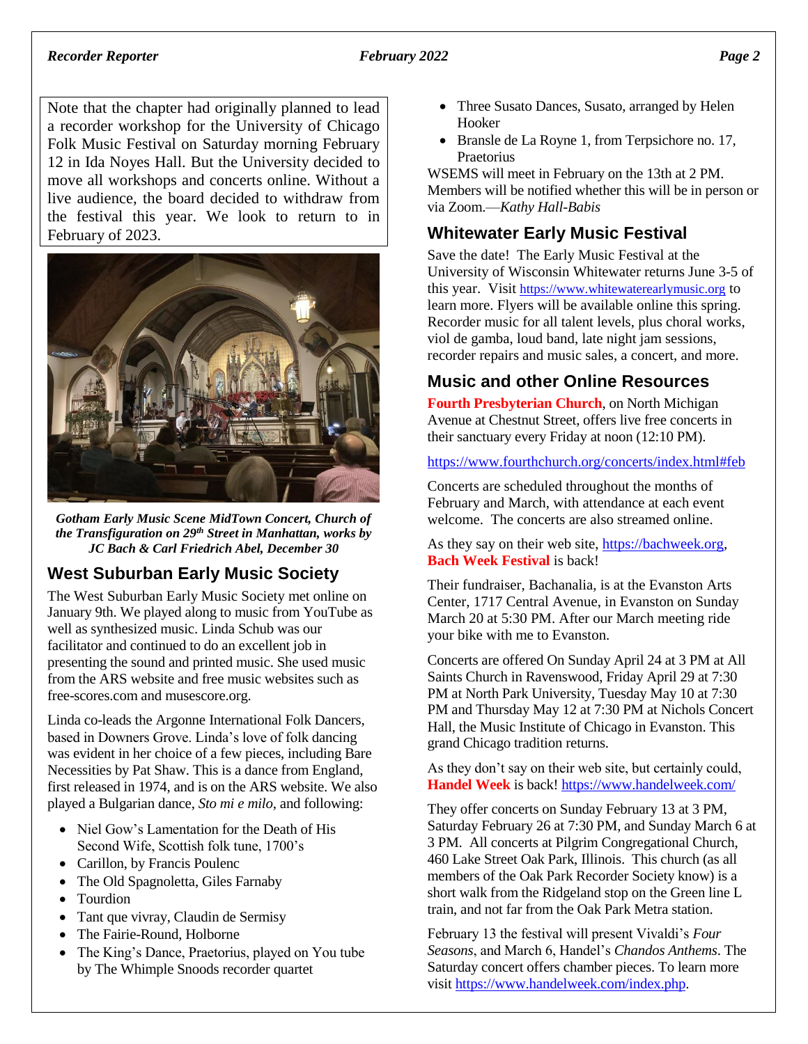Note that the chapter had originally planned to lead a recorder workshop for the University of Chicago Folk Music Festival on Saturday morning February 12 in Ida Noyes Hall. But the University decided to move all workshops and concerts online. Without a live audience, the board decided to withdraw from the festival this year. We look to return to in February of 2023.

***Gotham Early Music Scene MidTown Concert, Church of the Transfiguration on 29th Street in Manhattan, works by JC Bach & Carl Friedrich Abel, December 30***

## West Suburban Early Music Society

The West Suburban Early Music Society met online on January 9th. We played along to music from YouTube as well as synthesized music. Linda Schub was our facilitator and continued to do an excellent job in presenting the sound and printed music. She used music from the ARS website and free music websites such as free-scores.com and musescore.org.

Linda co-leads the Argonne International Folk Dancers, based in Downers Grove. Linda's love of folk dancing was evident in her choice of a few pieces, including Bare Necessities by Pat Shaw. This is a dance from England, first released in 1974, and is on the ARS website. We also played a Bulgarian dance, *Sto mi e milo*, and following:

- Niel Gow's Lamentation for the Death of His Second Wife, Scottish folk tune, 1700's
- Carillon, by Francis Poulenc
- The Old Spagnoletta, Giles Farnaby
- Tourdion
- Tant que vivray, Claudin de Sermisy
- The Fairie-Round, Holborne
- The King's Dance, Praetorius, played on You tube by The Whimple Snoods recorder quartet
- Three Susato Dances, Susato, arranged by Helen Hooker
- Bransle de La Royne 1, from Terpsichore no. 17, Praetorius

WSEMS will meet in February on the 13th at 2 PM. Members will be notified whether this will be in person or via Zoom.—*Kathy Hall-Babis*

## Whitewater Early Music Festival

Save the date! The Early Music Festival at the University of Wisconsin Whitewater returns June 3-5 of this year. Visit https://www.whitewaterearlymusic.org to learn more. Flyers will be available online this spring. Recorder music for all talent levels, plus choral works, viol de gamba, loud band, late night jam sessions, recorder repairs and music sales, a concert, and more.

## Music and other Online Resources

**Fourth Presbyterian Church**, on North Michigan Avenue at Chestnut Street, offers live free concerts in their sanctuary every Friday at noon (12:10 PM).

https://www.fourthchurch.org/concerts/index.html#feb

Concerts are scheduled throughout the months of February and March, with attendance at each event welcome. The concerts are also streamed online.

As they say on their web site, https://bachweek.org, **Bach Week Festival** is back!

Their fundraiser, Bachanalia, is at the Evanston Arts Center, 1717 Central Avenue, in Evanston on Sunday March 20 at 5:30 PM. After our March meeting ride your bike with me to Evanston.

Concerts are offered On Sunday April 24 at 3 PM at All Saints Church in Ravenswood, Friday April 29 at 7:30 PM at North Park University, Tuesday May 10 at 7:30 PM and Thursday May 12 at 7:30 PM at Nichols Concert Hall, the Music Institute of Chicago in Evanston. This grand Chicago tradition returns.

As they don't say on their web site, but certainly could, **Handel Week** is back! https://www.handelweek.com/

They offer concerts on Sunday February 13 at 3 PM, Saturday February 26 at 7:30 PM, and Sunday March 6 at 3 PM. All concerts at Pilgrim Congregational Church, 460 Lake Street Oak Park, Illinois. This church (as all members of the Oak Park Recorder Society know) is a short walk from the Ridgeland stop on the Green line L train, and not far from the Oak Park Metra station.

February 13 the festival will present Vivaldi's *Four Seasons*, and March 6, Handel's *Chandos Anthems*. The Saturday concert offers chamber pieces. To learn more visit https://www.handelweek.com/index.php.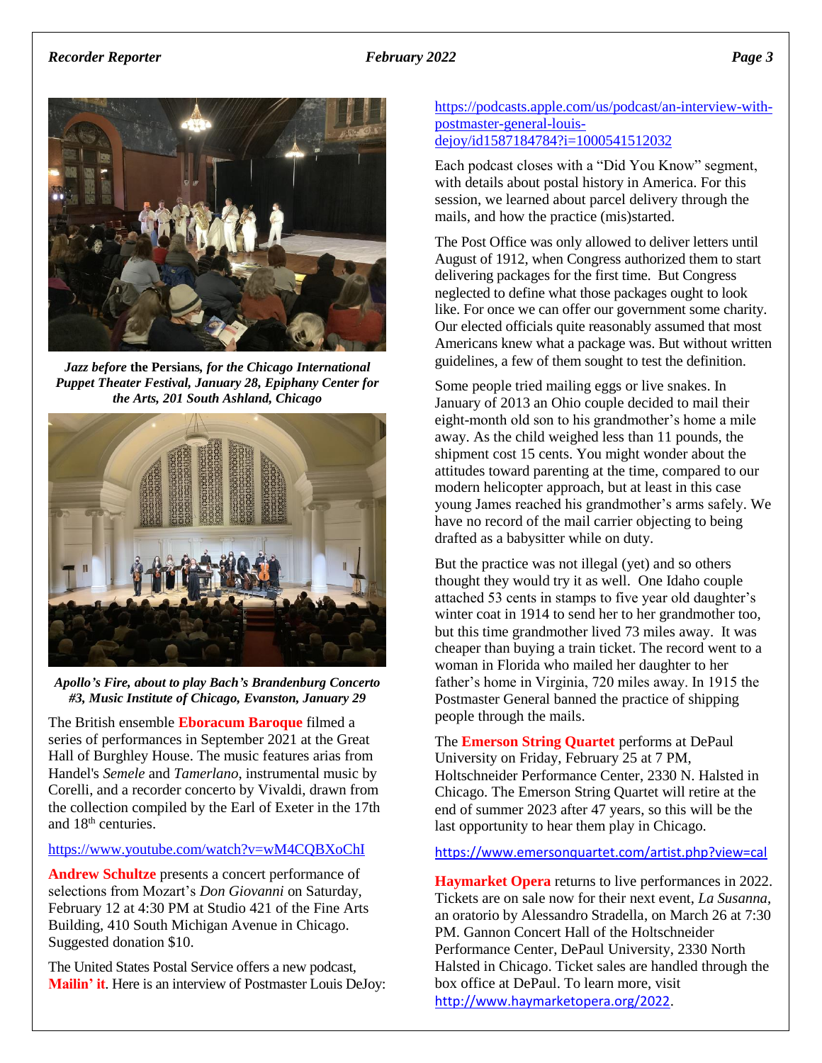*Jazz before* **the Persians***, for the Chicago International Puppet Theater Festival, January 28, Epiphany Center for the Arts, 201 South Ashland, Chicago*

*Apollo's Fire, about to play Bach's Brandenburg Concerto #3, Music Institute of Chicago, Evanston, January 29*

The British ensemble **Eboracum Baroque** filmed a series of performances in September 2021 at the Great Hall of Burghley House. The music features arias from Handel's *Semele* and *Tamerlano*, instrumental music by Corelli, and a recorder concerto by Vivaldi, drawn from the collection compiled by the Earl of Exeter in the 17th and 18th centuries.

https://www.youtube.com/watch?v=wM4CQBXoChI

**Andrew Schultze** presents a concert performance of selections from Mozart's *Don Giovanni* on Saturday, February 12 at 4:30 PM at Studio 421 of the Fine Arts Building, 410 South Michigan Avenue in Chicago. Suggested donation $10.

The United States Postal Service offers a new podcast, **Mailin' it**. Here is an interview of Postmaster Louis DeJoy: https://podcasts.apple.com/us/podcast/an-interview-with-postmaster-general-louis-dejoy/id1587184784?i=1000541512032

Each podcast closes with a "Did You Know" segment, with details about postal history in America. For this session, we learned about parcel delivery through the mails, and how the practice (mis)started.

The Post Office was only allowed to deliver letters until August of 1912, when Congress authorized them to start delivering packages for the first time. But Congress neglected to define what those packages ought to look like. For once we can offer our government some charity. Our elected officials quite reasonably assumed that most Americans knew what a package was. But without written guidelines, a few of them sought to test the definition.

Some people tried mailing eggs or live snakes. In January of 2013 an Ohio couple decided to mail their eight-month old son to his grandmother's home a mile away. As the child weighed less than 11 pounds, the shipment cost 15 cents. You might wonder about the attitudes toward parenting at the time, compared to our modern helicopter approach, but at least in this case young James reached his grandmother's arms safely. We have no record of the mail carrier objecting to being drafted as a babysitter while on duty.

But the practice was not illegal (yet) and so others thought they would try it as well. One Idaho couple attached 53 cents in stamps to five year old daughter's winter coat in 1914 to send her to her grandmother too, but this time grandmother lived 73 miles away. It was cheaper than buying a train ticket. The record went to a woman in Florida who mailed her daughter to her father's home in Virginia, 720 miles away. In 1915 the Postmaster General banned the practice of shipping people through the mails.

The **Emerson String Quartet** performs at DePaul University on Friday, February 25 at 7 PM, Holtschneider Performance Center, 2330 N. Halsted in Chicago. The Emerson String Quartet will retire at the end of summer 2023 after 47 years, so this will be the last opportunity to hear them play in Chicago.

https://www.emersonquartet.com/artist.php?view=cal

**Haymarket Opera** returns to live performances in 2022. Tickets are on sale now for their next event, *La Susanna*, an oratorio by Alessandro Stradella, on March 26 at 7:30 PM. Gannon Concert Hall of the Holtschneider Performance Center, DePaul University, 2330 North Halsted in Chicago. Ticket sales are handled through the box office at DePaul. To learn more, visit http://www.haymarketopera.org/2022.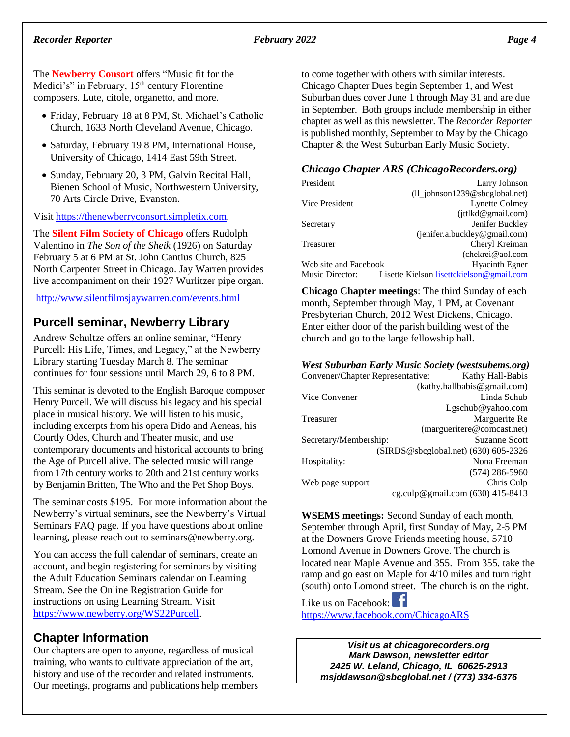The **Newberry Consort** offers "Music fit for the Medici's" in February, 15th century Florentine composers. Lute, citole, organetto, and more.

- Friday, February 18 at 8 PM, St. Michael's Catholic Church, 1633 North Cleveland Avenue, Chicago.
- Saturday, February 19 8 PM, International House, University of Chicago, 1414 East 59th Street.
- Sunday, February 20, 3 PM, Galvin Recital Hall, Bienen School of Music, Northwestern University, 70 Arts Circle Drive, Evanston.

Visit https://thenewberryconsort.simpletix.com.

The **Silent Film Society of Chicago** offers Rudolph Valentino in *The Son of the Sheik* (1926) on Saturday February 5 at 6 PM at St. John Cantius Church, 825 North Carpenter Street in Chicago. Jay Warren provides live accompaniment on their 1927 Wurlitzer pipe organ.

http://www.silentfilmsjaywarren.com/events.html

## Purcell seminar, Newberry Library

Andrew Schultze offers an online seminar, "Henry Purcell: His Life, Times, and Legacy," at the Newberry Library starting Tuesday March 8. The seminar continues for four sessions until March 29, 6 to 8 PM.

This seminar is devoted to the English Baroque composer Henry Purcell. We will discuss his legacy and his special place in musical history. We will listen to his music, including excerpts from his opera Dido and Aeneas, his Courtly Odes, Church and Theater music, and use contemporary documents and historical accounts to bring the Age of Purcell alive. The selected music will range from 17th century works to 20th and 21st century works by Benjamin Britten, The Who and the Pet Shop Boys.

The seminar costs $195. For more information about the Newberry's virtual seminars, see the Newberry's Virtual Seminars FAQ page. If you have questions about online learning, please reach out to seminars@newberry.org.

You can access the full calendar of seminars, create an account, and begin registering for seminars by visiting the Adult Education Seminars calendar on Learning Stream. See the Online Registration Guide for instructions on using Learning Stream. Visit https://www.newberry.org/WS22Purcell.

## Chapter Information

Our chapters are open to anyone, regardless of musical training, who wants to cultivate appreciation of the art, history and use of the recorder and related instruments. Our meetings, programs and publications help members to come together with others with similar interests. Chicago Chapter Dues begin September 1, and West Suburban dues cover June 1 through May 31 and are due in September. Both groups include membership in either chapter as well as this newsletter. The *Recorder Reporter* is published monthly, September to May by the Chicago Chapter & the West Suburban Early Music Society.

### *Chicago Chapter ARS (ChicagoRecorders.org)*

| | |
|---|---|
| President | Larry Johnson (ll_johnson1239@sbcglobal.net) |
| Vice President | Lynette Colmey (jttlkd@gmail.com) |
| Secretary | Jenifer Buckley (jenifer.a.buckley@gmail.com) |
| Treasurer | Cheryl Kreiman (chekrei@aol.com |
| Web site and Facebook | Hyacinth Egner |
| Music Director: | Lisette Kielson lisettekielson@gmail.com |

**Chicago Chapter meetings**: The third Sunday of each month, September through May, 1 PM, at Covenant Presbyterian Church, 2012 West Dickens, Chicago. Enter either door of the parish building west of the church and go to the large fellowship hall.

### *West Suburban Early Music Society (westsubems.org)*

| | |
|---|---|
| Convener/Chapter Representative: | Kathy Hall-Babis (kathy.hallbabis@gmail.com) |
| Vice Convener | Linda Schub Lgschub@yahoo.com |
| Treasurer | Marguerite Re (margueritere@comcast.net) |
| Secretary/Membership: | Suzanne Scott (SIRDS@sbcglobal.net) (630) 605-2326 |
| Hospitality: | Nona Freeman (574) 286-5960 |
| Web page support | Chris Culp cg.culp@gmail.com (630) 415-8413 |

**WSEMS meetings:** Second Sunday of each month, September through April, first Sunday of May, 2-5 PM at the Downers Grove Friends meeting house, 5710 Lomond Avenue in Downers Grove. The church is located near Maple Avenue and 355. From 355, take the ramp and go east on Maple for 4/10 miles and turn right (south) onto Lomond street. The church is on the right.

Like us on Facebook:
https://www.facebook.com/ChicagoARS

***Visit us at chicagorecorders.org***
***Mark Dawson, newsletter editor***
***2425 W. Leland, Chicago, IL 60625-2913***
***msjddawson@sbcglobal.net / (773) 334-6376***